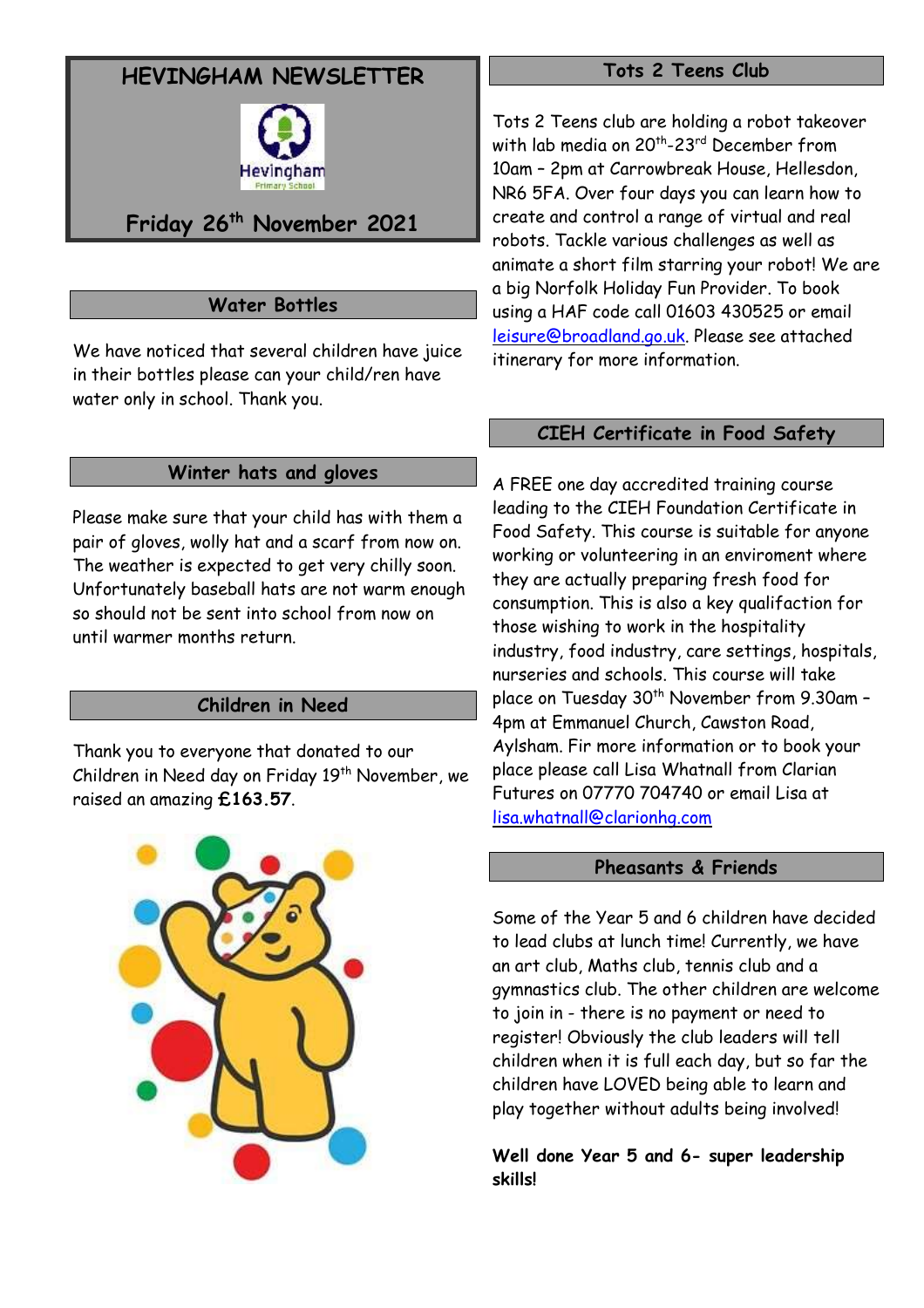# HEVINGHAM NEWSLETTER

**Friday 26th November 2021**

## Water Bottles

We have noticed that several children have juice in their bottles please can your child/ren have water only in school. Thank you.

## Winter hats and gloves

Please make sure that your child has with them a pair of gloves, wolly hat and a scarf from now on. The weather is expected to get very chilly soon. Unfortunately baseball hats are not warm enough so should not be sent into school from now on until warmer months return.

## Children in Need

Thank you to everyone that donated to our Children in Need day on Friday 19th November, we raised an amazing **£163.57**.

## Tots 2 Teens Club

Tots 2 Teens club are holding a robot takeover with lab media on 20th-23rd December from 10am – 2pm at Carrowbreak House, Hellesdon, NR6 5FA. Over four days you can learn how to create and control a range of virtual and real robots. Tackle various challenges as well as animate a short film starring your robot! We are a big Norfolk Holiday Fun Provider. To book using a HAF code call 01603 430525 or email leisure@broadland.gov.uk. Please see attached itinerary for more information.

## CIEH Certificate in Food Safety

A FREE one day accredited training course leading to the CIEH Foundation Certificate in Food Safety. This course is suitable for anyone working or volunteering in an enviroment where they are actually preparing fresh food for consumption. This is also a key qualifaction for those wishing to work in the hospitality industry, food industry, care settings, hospitals, nurseries and schools. This course will take place on Tuesday 30th November from 9.30am – 4pm at Emmanuel Church, Cawston Road, Aylsham. Fir more information or to book your place please call Lisa Whatnall from Clarian Futures on 07770 704740 or email Lisa at lisa.whatnall@clarionhg.com

## Pheasants & Friends

Some of the Year 5 and 6 children have decided to lead clubs at lunch time! Currently, we have an art club, Maths club, tennis club and a gymnastics club. The other children are welcome to join in - there is no payment or need to register! Obviously the club leaders will tell children when it is full each day, but so far the children have LOVED being able to learn and play together without adults being involved!

**Well done Year 5 and 6- super leadership skills!**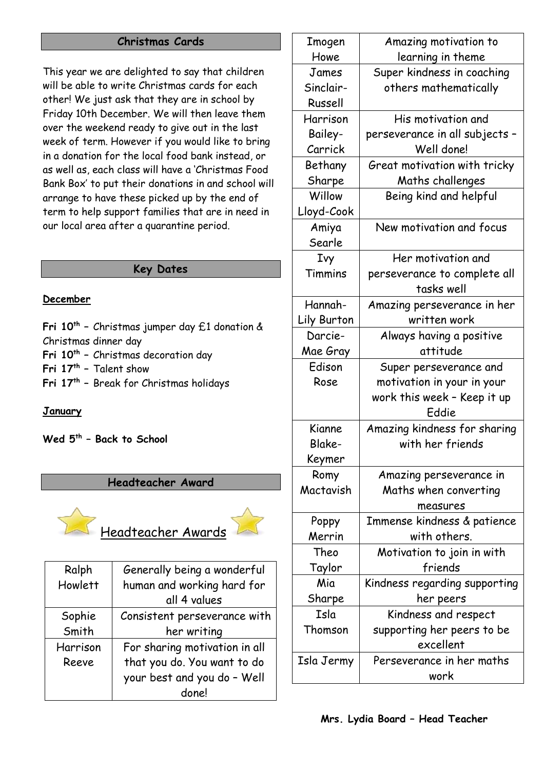## Christmas Cards

This year we are delighted to say that children will be able to write Christmas cards for each other! We just ask that they are in school by Friday 10th December. We will then leave them over the weekend ready to give out in the last week of term. However if you would like to bring in a donation for the local food bank instead, or as well as, each class will have a 'Christmas Food Bank Box' to put their donations in and school will arrange to have these picked up by the end of term to help support families that are in need in our local area after a quarantine period.

## Key Dates

**December**

**Fri 10th** – Christmas jumper day £1 donation & Christmas dinner day
**Fri 10th** – Christmas decoration day
**Fri 17th** – Talent show
**Fri 17th** – Break for Christmas holidays

**January**

**Wed 5th – Back to School**

## Headteacher Award

Headteacher Awards

| | |
|---|---|
| Ralph Howlett | Generally being a wonderful human and working hard for all 4 values |
| Sophie Smith | Consistent perseverance with her writing |
| Harrison Reeve | For sharing motivation in all that you do. You want to do your best and you do – Well done! |
| Imogen Howe | Amazing motivation to learning in theme |
| James Sinclair-Russell | Super kindness in coaching others mathematically |
| Harrison Bailey-Carrick | His motivation and perseverance in all subjects – Well done! |
| Bethany Sharpe | Great motivation with tricky Maths challenges |
| Willow Lloyd-Cook | Being kind and helpful |
| Amiya Searle | New motivation and focus |
| Ivy Timmins | Her motivation and perseverance to complete all tasks well |
| Hannah-Lily Burton | Amazing perseverance in her written work |
| Darcie-Mae Gray | Always having a positive attitude |
| Edison Rose | Super perseverance and motivation in your in your work this week – Keep it up Eddie |
| Kianne Blake-Keymer | Amazing kindness for sharing with her friends |
| Romy Mactavish | Amazing perseverance in Maths when converting measures |
| Poppy Merrin | Immense kindness & patience with others. |
| Theo Taylor | Motivation to join in with friends |
| Mia Sharpe | Kindness regarding supporting her peers |
| Isla Thomson | Kindness and respect supporting her peers to be excellent |
| Isla Jermy | Perseverance in her maths work |

**Mrs. Lydia Board – Head Teacher**